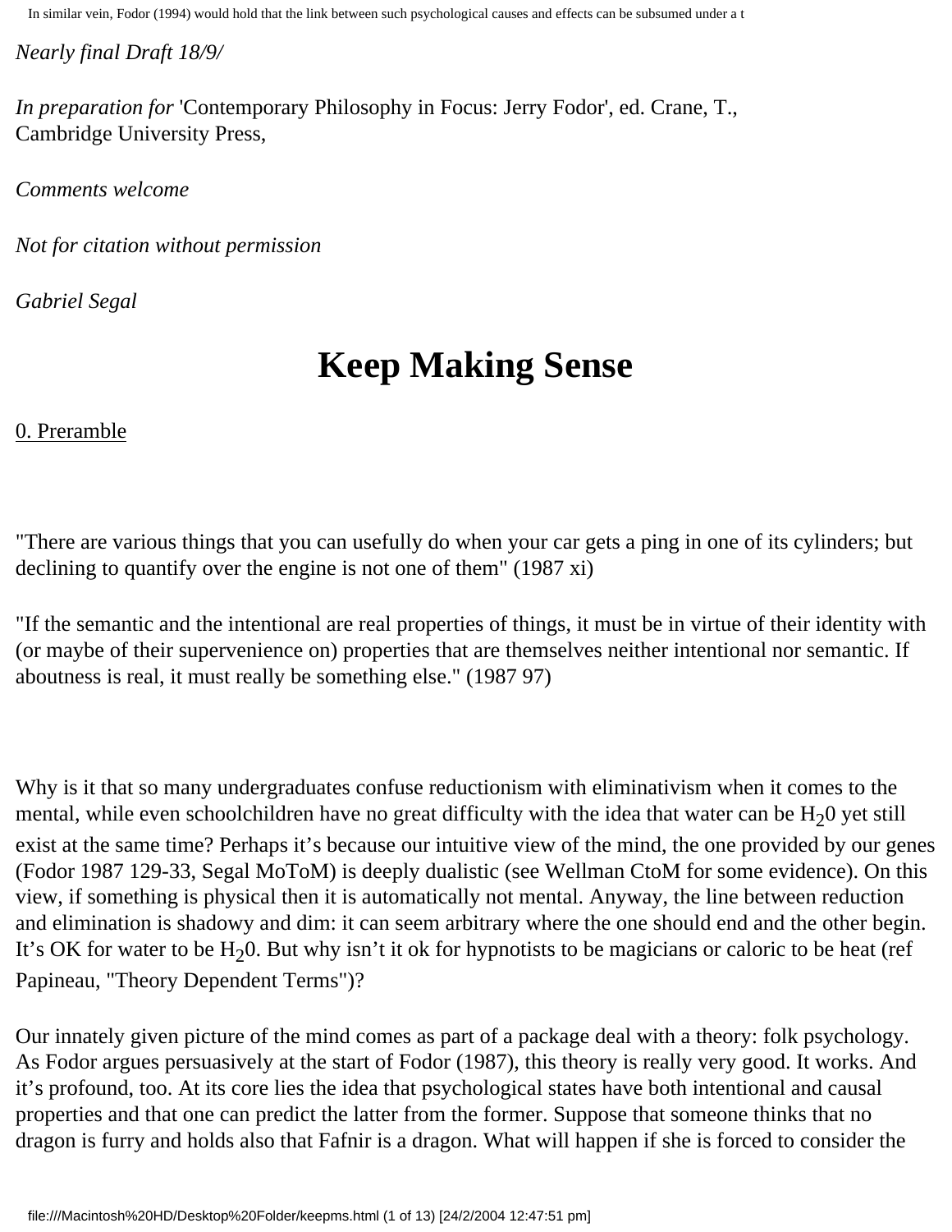*Nearly final Draft 18/9/*

*In preparation for* 'Contemporary Philosophy in Focus: Jerry Fodor', ed. Crane, T., Cambridge University Press,

*Comments welcome*

*Not for citation without permission*

*Gabriel Segal*

# Keep Making Sense

0. Preramble

"There are various things that you can usefully do when your car gets a ping in one of its cylinders; but declining to quantify over the engine is not one of them" (1987 xi)

"If the semantic and the intentional are real properties of things, it must be in virtue of their identity with (or maybe of their supervenience on) properties that are themselves neither intentional nor semantic. If aboutness is real, it must really be something else." (1987 97)

Why is it that so many undergraduates confuse reductionism with eliminativism when it comes to the mental, while even schoolchildren have no great difficulty with the idea that water can be $H_20$ yet still exist at the same time? Perhaps it's because our intuitive view of the mind, the one provided by our genes (Fodor 1987 129-33, Segal MoToM) is deeply dualistic (see Wellman CtoM for some evidence). On this view, if something is physical then it is automatically not mental. Anyway, the line between reduction and elimination is shadowy and dim: it can seem arbitrary where the one should end and the other begin. It's OK for water to be $H_20$. But why isn't it ok for hypnotists to be magicians or caloric to be heat (ref Papineau, "Theory Dependent Terms")?

Our innately given picture of the mind comes as part of a package deal with a theory: folk psychology. As Fodor argues persuasively at the start of Fodor (1987), this theory is really very good. It works. And it's profound, too. At its core lies the idea that psychological states have both intentional and causal properties and that one can predict the latter from the former. Suppose that someone thinks that no dragon is furry and holds also that Fafnir is a dragon. What will happen if she is forced to consider the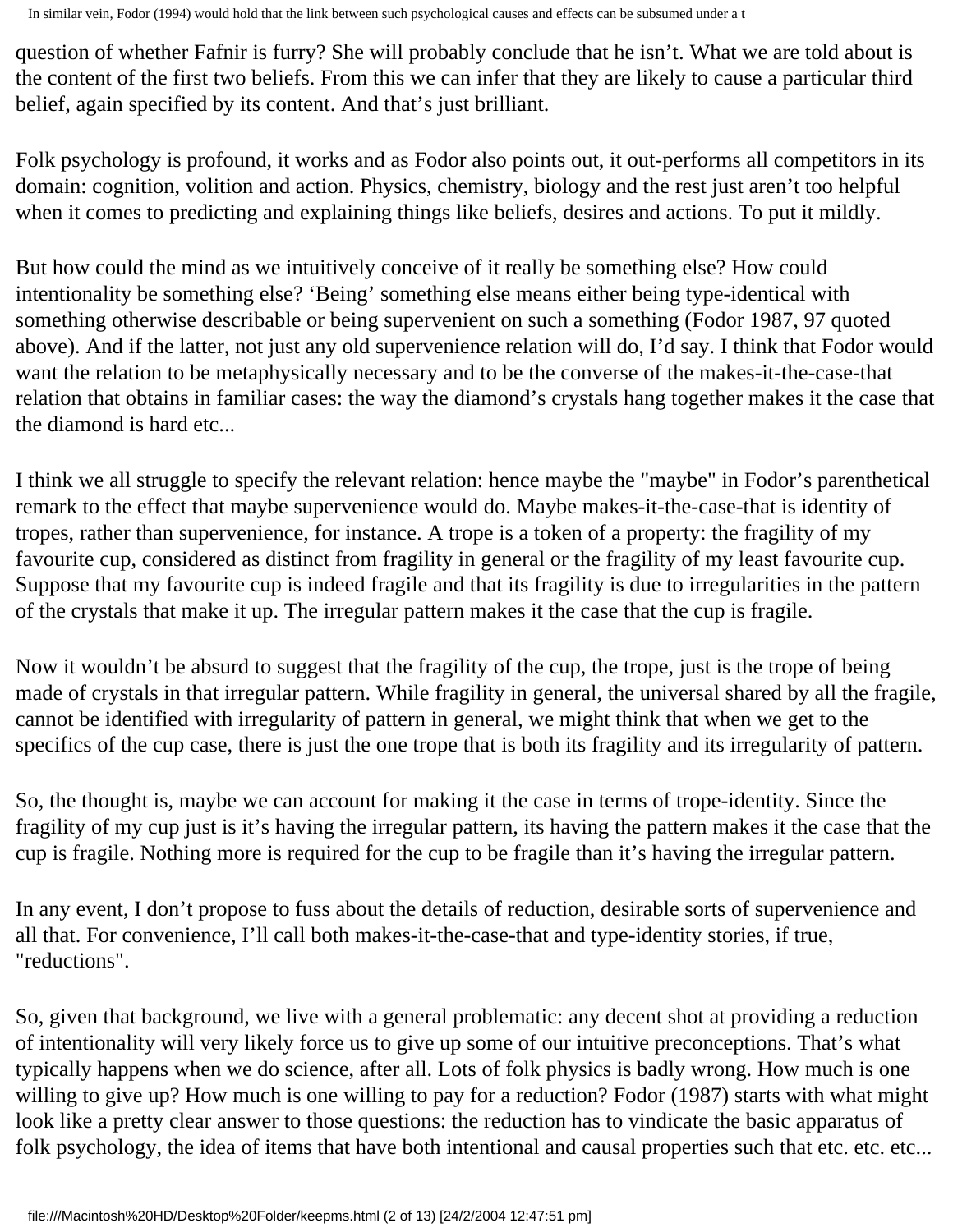question of whether Fafnir is furry? She will probably conclude that he isn't. What we are told about is the content of the first two beliefs. From this we can infer that they are likely to cause a particular third belief, again specified by its content. And that's just brilliant.

Folk psychology is profound, it works and as Fodor also points out, it out-performs all competitors in its domain: cognition, volition and action. Physics, chemistry, biology and the rest just aren't too helpful when it comes to predicting and explaining things like beliefs, desires and actions. To put it mildly.

But how could the mind as we intuitively conceive of it really be something else? How could intentionality be something else? 'Being' something else means either being type-identical with something otherwise describable or being supervenient on such a something (Fodor 1987, 97 quoted above). And if the latter, not just any old supervenience relation will do, I'd say. I think that Fodor would want the relation to be metaphysically necessary and to be the converse of the makes-it-the-case-that relation that obtains in familiar cases: the way the diamond's crystals hang together makes it the case that the diamond is hard etc...

I think we all struggle to specify the relevant relation: hence maybe the "maybe" in Fodor's parenthetical remark to the effect that maybe supervenience would do. Maybe makes-it-the-case-that is identity of tropes, rather than supervenience, for instance. A trope is a token of a property: the fragility of my favourite cup, considered as distinct from fragility in general or the fragility of my least favourite cup. Suppose that my favourite cup is indeed fragile and that its fragility is due to irregularities in the pattern of the crystals that make it up. The irregular pattern makes it the case that the cup is fragile.

Now it wouldn't be absurd to suggest that the fragility of the cup, the trope, just is the trope of being made of crystals in that irregular pattern. While fragility in general, the universal shared by all the fragile, cannot be identified with irregularity of pattern in general, we might think that when we get to the specifics of the cup case, there is just the one trope that is both its fragility and its irregularity of pattern.

So, the thought is, maybe we can account for making it the case in terms of trope-identity. Since the fragility of my cup just is it's having the irregular pattern, its having the pattern makes it the case that the cup is fragile. Nothing more is required for the cup to be fragile than it's having the irregular pattern.

In any event, I don't propose to fuss about the details of reduction, desirable sorts of supervenience and all that. For convenience, I'll call both makes-it-the-case-that and type-identity stories, if true, "reductions".

So, given that background, we live with a general problematic: any decent shot at providing a reduction of intentionality will very likely force us to give up some of our intuitive preconceptions. That's what typically happens when we do science, after all. Lots of folk physics is badly wrong. How much is one willing to give up? How much is one willing to pay for a reduction? Fodor (1987) starts with what might look like a pretty clear answer to those questions: the reduction has to vindicate the basic apparatus of folk psychology, the idea of items that have both intentional and causal properties such that etc. etc. etc...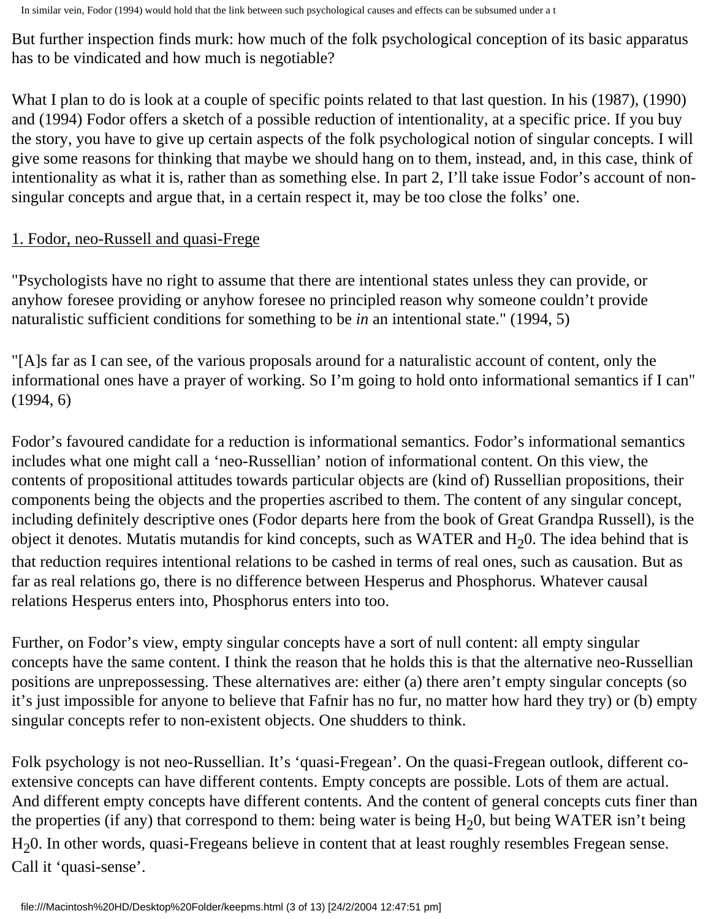But further inspection finds murk: how much of the folk psychological conception of its basic apparatus has to be vindicated and how much is negotiable?

What I plan to do is look at a couple of specific points related to that last question. In his (1987), (1990) and (1994) Fodor offers a sketch of a possible reduction of intentionality, at a specific price. If you buy the story, you have to give up certain aspects of the folk psychological notion of singular concepts. I will give some reasons for thinking that maybe we should hang on to them, instead, and, in this case, think of intentionality as what it is, rather than as something else. In part 2, I'll take issue Fodor's account of non-singular concepts and argue that, in a certain respect it, may be too close the folks' one.

## 1. Fodor, neo-Russell and quasi-Frege

"Psychologists have no right to assume that there are intentional states unless they can provide, or anyhow foresee providing or anyhow foresee no principled reason why someone couldn't provide naturalistic sufficient conditions for something to be *in* an intentional state." (1994, 5)

"[A]s far as I can see, of the various proposals around for a naturalistic account of content, only the informational ones have a prayer of working. So I'm going to hold onto informational semantics if I can" (1994, 6)

Fodor's favoured candidate for a reduction is informational semantics. Fodor's informational semantics includes what one might call a 'neo-Russellian' notion of informational content. On this view, the contents of propositional attitudes towards particular objects are (kind of) Russellian propositions, their components being the objects and the properties ascribed to them. The content of any singular concept, including definitely descriptive ones (Fodor departs here from the book of Great Grandpa Russell), is the object it denotes. Mutatis mutandis for kind concepts, such as WATER and $H_20$. The idea behind that is that reduction requires intentional relations to be cashed in terms of real ones, such as causation. But as far as real relations go, there is no difference between Hesperus and Phosphorus. Whatever causal relations Hesperus enters into, Phosphorus enters into too.

Further, on Fodor's view, empty singular concepts have a sort of null content: all empty singular concepts have the same content. I think the reason that he holds this is that the alternative neo-Russellian positions are unprepossessing. These alternatives are: either (a) there aren't empty singular concepts (so it's just impossible for anyone to believe that Fafnir has no fur, no matter how hard they try) or (b) empty singular concepts refer to non-existent objects. One shudders to think.

Folk psychology is not neo-Russellian. It's 'quasi-Fregean'. On the quasi-Fregean outlook, different co-extensive concepts can have different contents. Empty concepts are possible. Lots of them are actual. And different empty concepts have different contents. And the content of general concepts cuts finer than the properties (if any) that correspond to them: beіng water is being $H_20$, but being WATER isn't being $H_20$. In other words, quasi-Fregeans believe in content that at least roughly resembles Fregean sense. Call it 'quasi-sense'.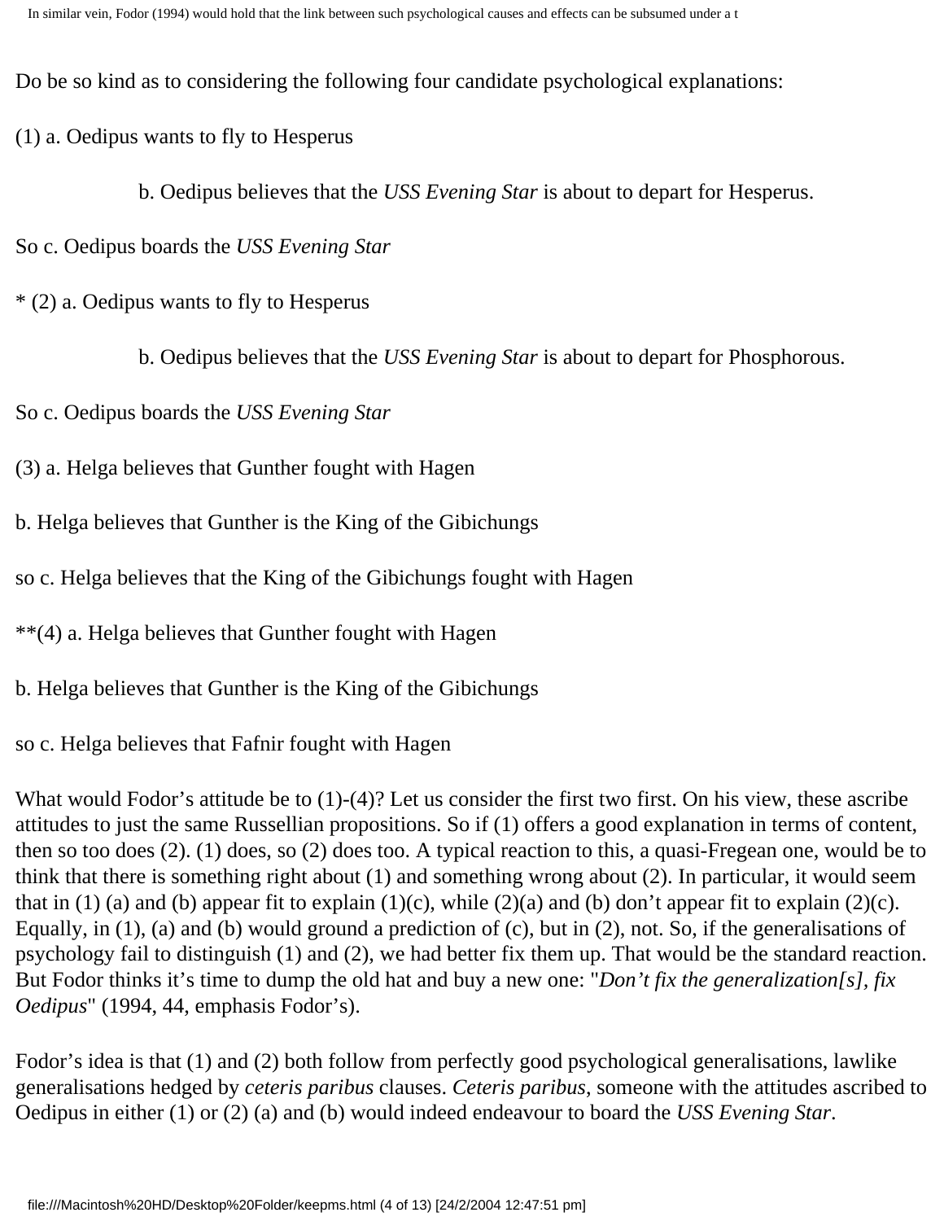Do be so kind as to considering the following four candidate psychological explanations:

(1) a. Oedipus wants to fly to Hesperus

b. Oedipus believes that the *USS Evening Star* is about to depart for Hesperus.

So c. Oedipus boards the *USS Evening Star*

* (2) a. Oedipus wants to fly to Hesperus

b. Oedipus believes that the *USS Evening Star* is about to depart for Phosphorous.

So c. Oedipus boards the *USS Evening Star*

(3) a. Helga believes that Gunther fought with Hagen

b. Helga believes that Gunther is the King of the Gibichungs

so c. Helga believes that the King of the Gibichungs fought with Hagen

**(4) a. Helga believes that Gunther fought with Hagen

b. Helga believes that Gunther is the King of the Gibichungs

so c. Helga believes that Fafnir fought with Hagen

What would Fodor's attitude be to (1)-(4)? Let us consider the first two first. On his view, these ascribe attitudes to just the same Russellian propositions. So if (1) offers a good explanation in terms of content, then so too does (2). (1) does, so (2) does too. A typical reaction to this, a quasi-Fregean one, would be to think that there is something right about (1) and something wrong about (2). In particular, it would seem that in (1) (a) and (b) appear fit to explain (1)(c), while (2)(a) and (b) don't appear fit to explain (2)(c). Equally, in (1), (a) and (b) would ground a prediction of (c), but in (2), not. So, if the generalisations of psychology fail to distinguish (1) and (2), we had better fix them up. That would be the standard reaction. But Fodor thinks it's time to dump the old hat and buy a new one: "*Don't fix the generalization[s], fix Oedipus*" (1994, 44, emphasis Fodor's).

Fodor's idea is that (1) and (2) both follow from perfectly good psychological generalisations, lawlike generalisations hedged by *ceteris paribus* clauses. *Ceteris paribus*, someone with the attitudes ascribed to Oedipus in either (1) or (2) (a) and (b) would indeed endeavour to board the *USS Evening Star*.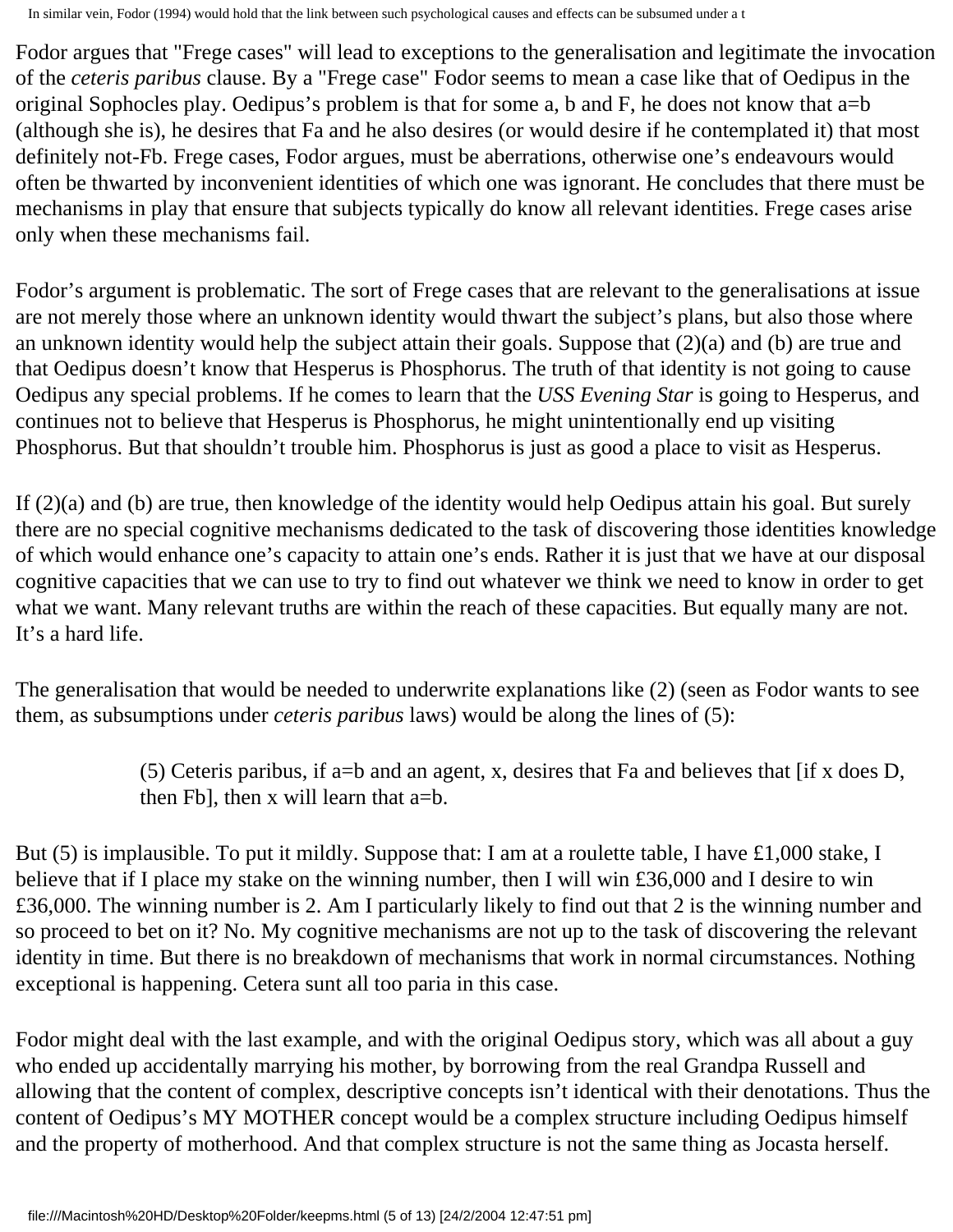Fodor argues that "Frege cases" will lead to exceptions to the generalisation and legitimate the invocation of the *ceteris paribus* clause. By a "Frege case" Fodor seems to mean a case like that of Oedipus in the original Sophocles play. Oedipus's problem is that for some a, b and F, he does not know that a=b (although she is), he desires that Fa and he also desires (or would desire if he contemplated it) that most definitely not-Fb. Frege cases, Fodor argues, must be aberrations, otherwise one's endeavours would often be thwarted by inconvenient identities of which one was ignorant. He concludes that there must be mechanisms in play that ensure that subjects typically do know all relevant identities. Frege cases arise only when these mechanisms fail.

Fodor's argument is problematic. The sort of Frege cases that are relevant to the generalisations at issue are not merely those where an unknown identity would thwart the subject's plans, but also those where an unknown identity would help the subject attain their goals. Suppose that (2)(a) and (b) are true and that Oedipus doesn't know that Hesperus is Phosphorus. The truth of that identity is not going to cause Oedipus any special problems. If he comes to learn that the *USS Evening Star* is going to Hesperus, and continues not to believe that Hesperus is Phosphorus, he might unintentionally end up visiting Phosphorus. But that shouldn't trouble him. Phosphorus is just as good a place to visit as Hesperus.

If (2)(a) and (b) are true, then knowledge of the identity would help Oedipus attain his goal. But surely there are no special cognitive mechanisms dedicated to the task of discovering those identities knowledge of which would enhance one's capacity to attain one's ends. Rather it is just that we have at our disposal cognitive capacities that we can use to try to find out whatever we think we need to know in order to get what we want. Many relevant truths are within the reach of these capacities. But equally many are not. It's a hard life.

The generalisation that would be needed to underwrite explanations like (2) (seen as Fodor wants to see them, as subsumptions under *ceteris paribus* laws) would be along the lines of (5):

> (5) Ceteris paribus, if a=b and an agent, x, desires that Fa and believes that [if x does D, then Fb], then x will learn that a=b.

But (5) is implausible. To put it mildly. Suppose that: I am at a roulette table, I have £1,000 stake, I believe that if I place my stake on the winning number, then I will win £36,000 and I desire to win £36,000. The winning number is 2. Am I particularly likely to find out that 2 is the winning number and so proceed to bet on it? No. My cognitive mechanisms are not up to the task of discovering the relevant identity in time. But there is no breakdown of mechanisms that work in normal circumstances. Nothing exceptional is happening. Cetera sunt all too paria in this case.

Fodor might deal with the last example, and with the original Oedipus story, which was all about a guy who ended up accidentally marrying his mother, by borrowing from the real Grandpa Russell and allowing that the content of complex, descriptive concepts isn't identical with their denotations. Thus the content of Oedipus's MY MOTHER concept would be a complex structure including Oedipus himself and the property of motherhood. And that complex structure is not the same thing as Jocasta herself.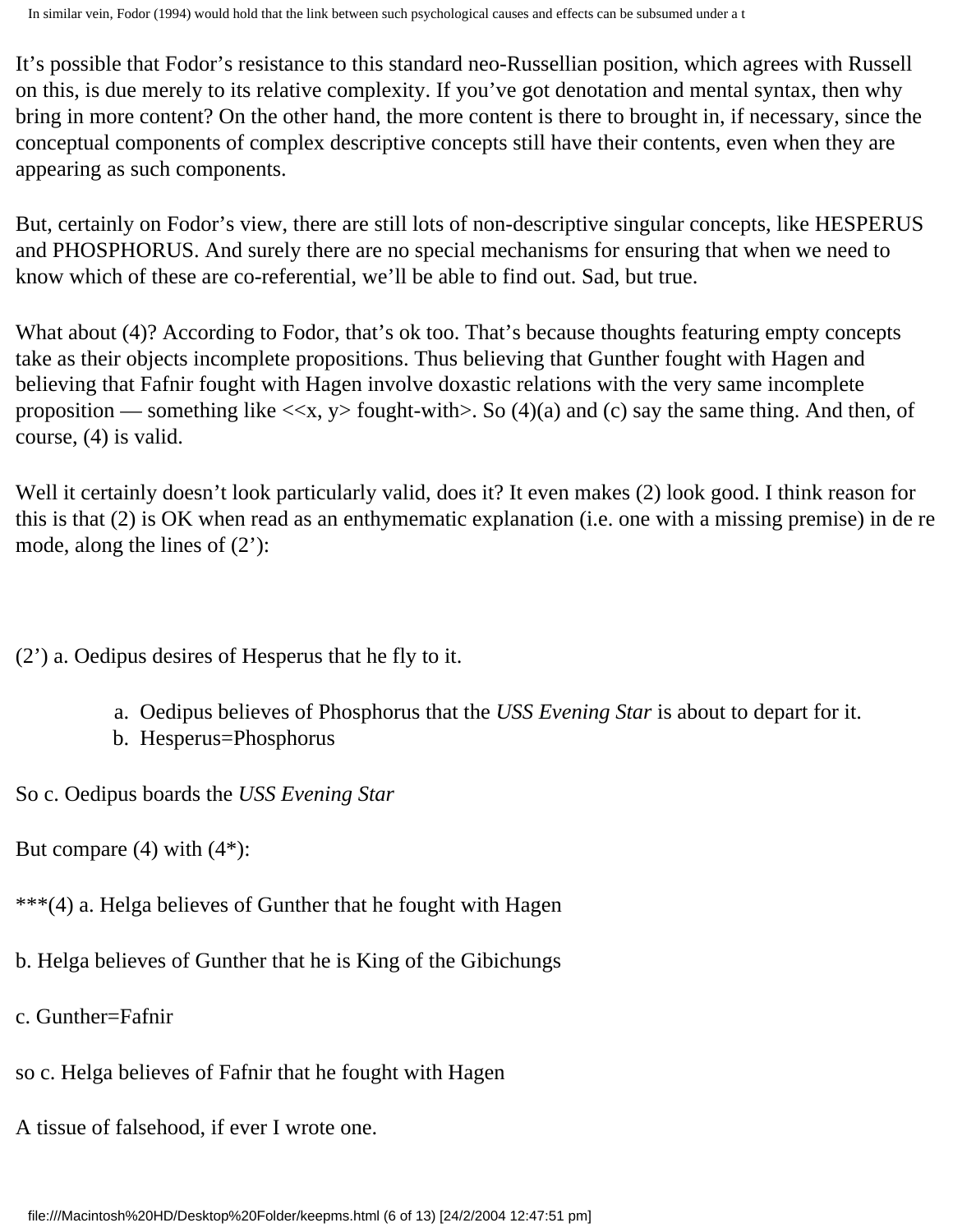It's possible that Fodor's resistance to this standard neo-Russellian position, which agrees with Russell on this, is due merely to its relative complexity. If you've got denotation and mental syntax, then why bring in more content? On the other hand, the more content is there to brought in, if necessary, since the conceptual components of complex descriptive concepts still have their contents, even when they are appearing as such components.

But, certainly on Fodor's view, there are still lots of non-descriptive singular concepts, like HESPERUS and PHOSPHORUS. And surely there are no special mechanisms for ensuring that when we need to know which of these are co-referential, we'll be able to find out. Sad, but true.

What about (4)? According to Fodor, that's ok too. That's because thoughts featuring empty concepts take as their objects incomplete propositions. Thus believing that Gunther fought with Hagen and believing that Fafnir fought with Hagen involve doxastic relations with the very same incomplete proposition — something like <<x, y> fought-with>. So (4)(a) and (c) say the same thing. And then, of course, (4) is valid.

Well it certainly doesn't look particularly valid, does it? It even makes (2) look good. I think reason for this is that (2) is OK when read as an enthymematic explanation (i.e. one with a missing premise) in de re mode, along the lines of (2'):

(2') a. Oedipus desires of Hesperus that he fly to it.

a. Oedipus believes of Phosphorus that the *USS Evening Star* is about to depart for it.
b. Hesperus=Phosphorus

So c. Oedipus boards the *USS Evening Star*

But compare (4) with (4*):

***(4) a. Helga believes of Gunther that he fought with Hagen

b. Helga believes of Gunther that he is King of the Gibichungs

c. Gunther=Fafnir

so c. Helga believes of Fafnir that he fought with Hagen

A tissue of falsehood, if ever I wrote one.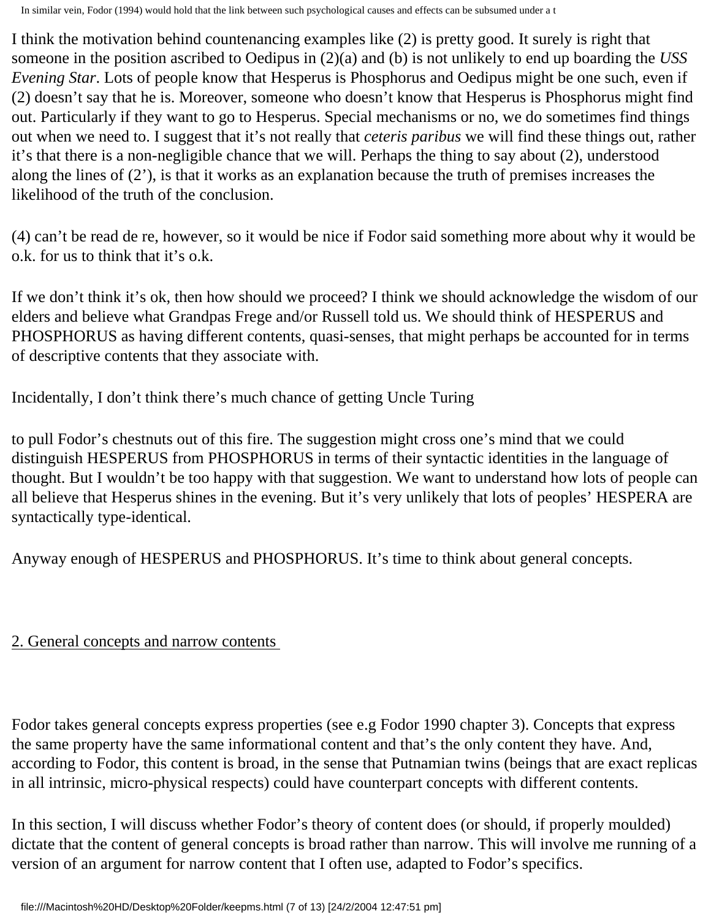I think the motivation behind countenancing examples like (2) is pretty good. It surely is right that someone in the position ascribed to Oedipus in (2)(a) and (b) is not unlikely to end up boarding the *USS Evening Star*. Lots of people know that Hesperus is Phosphorus and Oedipus might be one such, even if (2) doesn't say that he is. Moreover, someone who doesn't know that Hesperus is Phosphorus might find out. Particularly if they want to go to Hesperus. Special mechanisms or no, we do sometimes find things out when we need to. I suggest that it's not really that *ceteris paribus* we will find these things out, rather it's that there is a non-negligible chance that we will. Perhaps the thing to say about (2), understood along the lines of (2'), is that it works as an explanation because the truth of premises increases the likelihood of the truth of the conclusion.

(4) can't be read de re, however, so it would be nice if Fodor said something more about why it would be o.k. for us to think that it's o.k.

If we don't think it's ok, then how should we proceed? I think we should acknowledge the wisdom of our elders and believe what Grandpas Frege and/or Russell told us. We should think of HESPERUS and PHOSPHORUS as having different contents, quasi-senses, that might perhaps be accounted for in terms of descriptive contents that they associate with.

Incidentally, I don't think there's much chance of getting Uncle Turing

to pull Fodor's chestnuts out of this fire. The suggestion might cross one's mind that we could distinguish HESPERUS from PHOSPHORUS in terms of their syntactic identities in the language of thought. But I wouldn't be too happy with that suggestion. We want to understand how lots of people can all believe that Hesperus shines in the evening. But it's very unlikely that lots of peoples' HESPERA are syntactically type-identical.

Anyway enough of HESPERUS and PHOSPHORUS. It's time to think about general concepts.

## 2. General concepts and narrow contents

Fodor takes general concepts express properties (see e.g Fodor 1990 chapter 3). Concepts that express the same property have the same informational content and that's the only content they have. And, according to Fodor, this content is broad, in the sense that Putnamian twins (beings that are exact replicas in all intrinsic, micro-physical respects) could have counterpart concepts with different contents.

In this section, I will discuss whether Fodor's theory of content does (or should, if properly moulded) dictate that the content of general concepts is broad rather than narrow. This will involve me running of a version of an argument for narrow content that I often use, adapted to Fodor's specifics.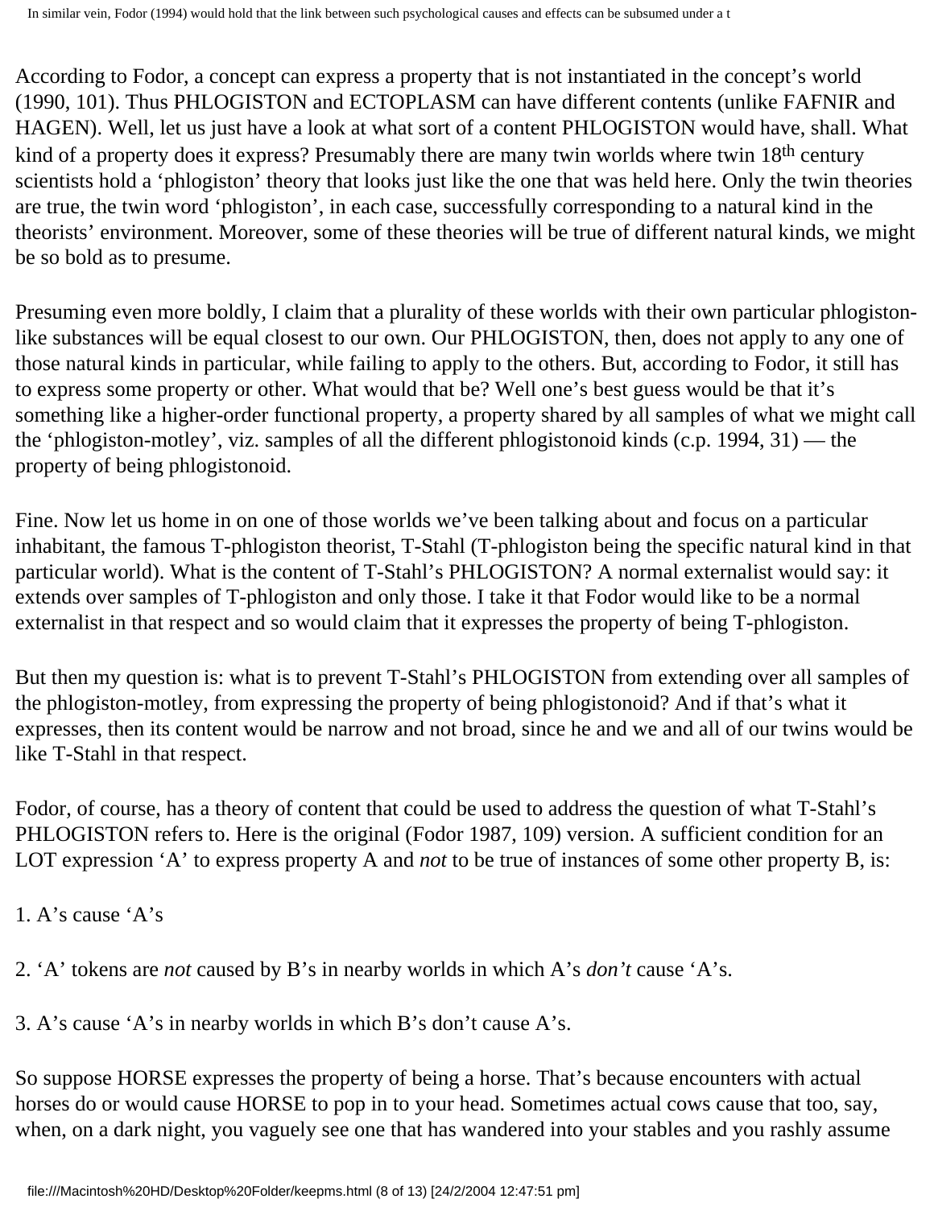According to Fodor, a concept can express a property that is not instantiated in the concept's world (1990, 101). Thus PHLOGISTON and ECTOPLASM can have different contents (unlike FAFNIR and HAGEN). Well, let us just have a look at what sort of a content PHLOGISTON would have, shall. What kind of a property does it express? Presumably there are many twin worlds where twin 18th century scientists hold a 'phlogiston' theory that looks just like the one that was held here. Only the twin theories are true, the twin word 'phlogiston', in each case, successfully corresponding to a natural kind in the theorists' environment. Moreover, some of these theories will be true of different natural kinds, we might be so bold as to presume.

Presuming even more boldly, I claim that a plurality of these worlds with their own particular phlogiston-like substances will be equal closest to our own. Our PHLOGISTON, then, does not apply to any one of those natural kinds in particular, while failing to apply to the others. But, according to Fodor, it still has to express some property or other. What would that be? Well one's best guess would be that it's something like a higher-order functional property, a property shared by all samples of what we might call the 'phlogiston-motley', viz. samples of all the different phlogistonoid kinds (c.p. 1994, 31) — the property of being phlogistonoid.

Fine. Now let us home in on one of those worlds we've been talking about and focus on a particular inhabitant, the famous T-phlogiston theorist, T-Stahl (T-phlogiston being the specific natural kind in that particular world). What is the content of T-Stahl's PHLOGISTON? A normal externalist would say: it extends over samples of T-phlogiston and only those. I take it that Fodor would like to be a normal externalist in that respect and so would claim that it expresses the property of being T-phlogiston.

But then my question is: what is to prevent T-Stahl's PHLOGISTON from extending over all samples of the phlogiston-motley, from expressing the property of being phlogistonoid? And if that's what it expresses, then its content would be narrow and not broad, since he and we and all of our twins would be like T-Stahl in that respect.

Fodor, of course, has a theory of content that could be used to address the question of what T-Stahl's PHLOGISTON refers to. Here is the original (Fodor 1987, 109) version. A sufficient condition for an LOT expression 'A' to express property A and *not* to be true of instances of some other property B, is:

1. A's cause 'A's

2. 'A' tokens are *not* caused by B's in nearby worlds in which A's *don't* cause 'A's.

3. A's cause 'A's in nearby worlds in which B's don't cause A's.

So suppose HORSE expresses the property of being a horse. That's because encounters with actual horses do or would cause HORSE to pop in to your head. Sometimes actual cows cause that too, say, when, on a dark night, you vaguely see one that has wandered into your stables and you rashly assume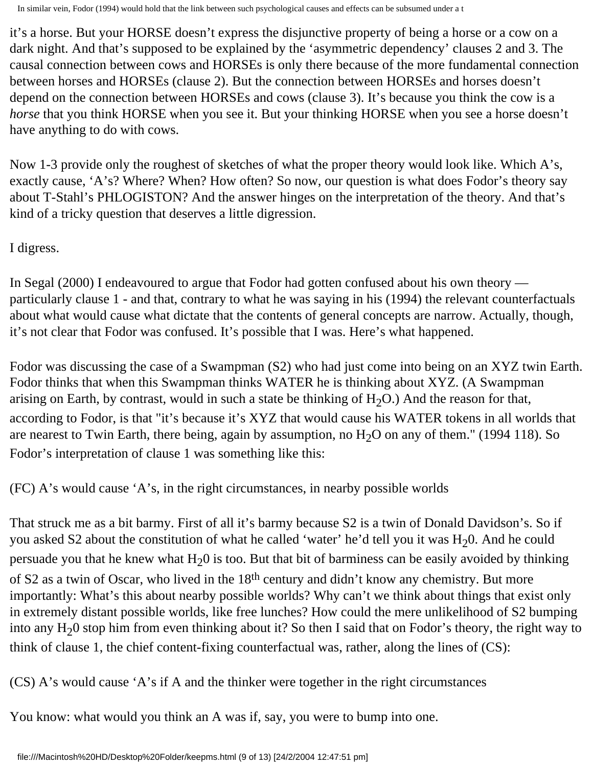it's a horse. But your HORSE doesn't express the disjunctive property of being a horse or a cow on a dark night. And that's supposed to be explained by the 'asymmetric dependency' clauses 2 and 3. The causal connection between cows and HORSEs is only there because of the more fundamental connection between horses and HORSEs (clause 2). But the connection between HORSEs and horses doesn't depend on the connection between HORSEs and cows (clause 3). It's because you think the cow is a *horse* that you think HORSE when you see it. But your thinking HORSE when you see a horse doesn't have anything to do with cows.

Now 1-3 provide only the roughest of sketches of what the proper theory would look like. Which A's, exactly cause, 'A's? Where? When? How often? So now, our question is what does Fodor's theory say about T-Stahl's PHLOGISTON? And the answer hinges on the interpretation of the theory. And that's kind of a tricky question that deserves a little digression.

I digress.

In Segal (2000) I endeavoured to argue that Fodor had gotten confused about his own theory — particularly clause 1 - and that, contrary to what he was saying in his (1994) the relevant counterfactuals about what would cause what dictate that the contents of general concepts are narrow. Actually, though, it's not clear that Fodor was confused. It's possible that I was. Here's what happened.

Fodor was discussing the case of a Swampman (S2) who had just come into being on an XYZ twin Earth. Fodor thinks that when this Swampman thinks WATER he is thinking about XYZ. (A Swampman arising on Earth, by contrast, would in such a state be thinking of $H_2O$.) And the reason for that, according to Fodor, is that "it's because it's XYZ that would cause his WATER tokens in all worlds that are nearest to Twin Earth, there being, again by assumption, no $H_2O$ on any of them." (1994 118). So Fodor's interpretation of clause 1 was something like this:

(FC) A's would cause 'A's, in the right circumstances, in nearby possible worlds

That struck me as a bit barmy. First of all it's barmy because S2 is a twin of Donald Davidson's. So if you asked S2 about the constitution of what he called 'water' he'd tell you it was $H_20$. And he could persuade you that he knew what $H_20$ is too. But that bit of barminess can be easily avoided by thinking of S2 as a twin of Oscar, who lived in the 18th century and didn't know any chemistry. But more importantly: What's this about nearby possible worlds? Why can't we think about things that exist only in extremely distant possible worlds, like free lunches? How could the mere unlikelihood of S2 bumping into any $H_20$ stop him from even thinking about it? So then I said that on Fodor's theory, the right way to think of clause 1, the chief content-fixing counterfactual was, rather, along the lines of (CS):

(CS) A's would cause 'A's if A and the thinker were together in the right circumstances

You know: what would you think an A was if, say, you were to bump into one.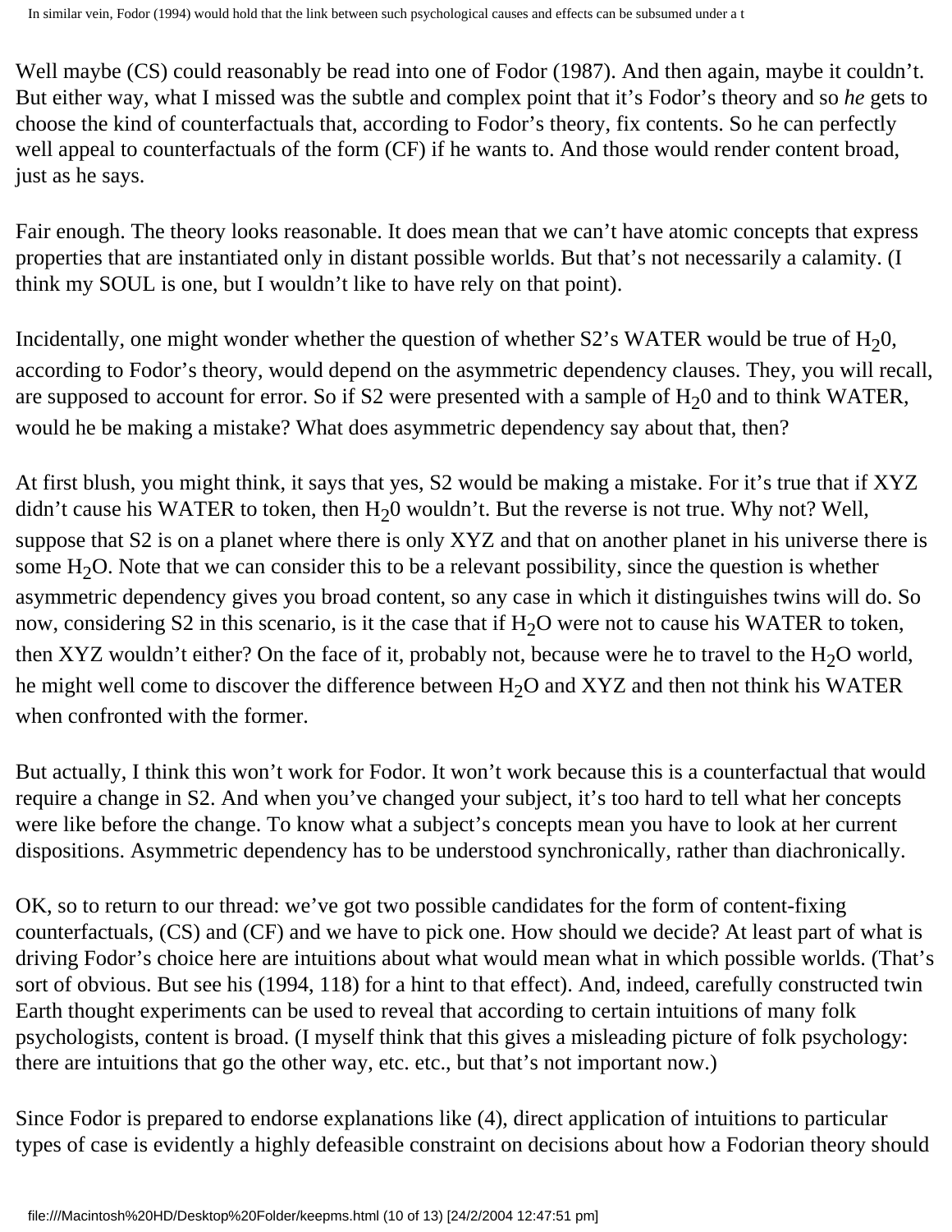Well maybe (CS) could reasonably be read into one of Fodor (1987). And then again, maybe it couldn't. But either way, what I missed was the subtle and complex point that it's Fodor's theory and so *he* gets to choose the kind of counterfactuals that, according to Fodor's theory, fix contents. So he can perfectly well appeal to counterfactuals of the form (CF) if he wants to. And those would render content broad, just as he says.

Fair enough. The theory looks reasonable. It does mean that we can't have atomic concepts that express properties that are instantiated only in distant possible worlds. But that's not necessarily a calamity. (I think my SOUL is one, but I wouldn't like to have rely on that point).

Incidentally, one might wonder whether the question of whether S2's WATER would be true of $H_20$, according to Fodor's theory, would depend on the asymmetric dependency clauses. They, you will recall, are supposed to account for error. So if S2 were presented with a sample of $H_20$ and to think WATER, would he be making a mistake? What does asymmetric dependency say about that, then?

At first blush, you might think, it says that yes, S2 would be making a mistake. For it's true that if XYZ didn't cause his WATER to token, then $H_20$ wouldn't. But the reverse is not true. Why not? Well, suppose that S2 is on a planet where there is only XYZ and that on another planet in his universe there is some $H_2O$. Note that we can consider this to be a relevant possibility, since the question is whether asymmetric dependency gives you broad content, so any case in which it distinguishes twins will do. So now, considering S2 in this scenario, is it the case that if $H_2O$ were not to cause his WATER to token, then XYZ wouldn't either? On the face of it, probably not, because were he to travel to the $H_2O$ world, he might well come to discover the difference between $H_2O$ and XYZ and then not think his WATER when confronted with the former.

But actually, I think this won't work for Fodor. It won't work because this is a counterfactual that would require a change in S2. And when you've changed your subject, it's too hard to tell what her concepts were like before the change. To know what a subject's concepts mean you have to look at her current dispositions. Asymmetric dependency has to be understood synchronically, rather than diachronically.

OK, so to return to our thread: we've got two possible candidates for the form of content-fixing counterfactuals, (CS) and (CF) and we have to pick one. How should we decide? At least part of what is driving Fodor's choice here are intuitions about what would mean what in which possible worlds. (That's sort of obvious. But see his (1994, 118) for a hint to that effect). And, indeed, carefully constructed twin Earth thought experiments can be used to reveal that according to certain intuitions of many folk psychologists, content is broad. (I myself think that this gives a misleading picture of folk psychology: there are intuitions that go the other way, etc. etc., but that's not important now.)

Since Fodor is prepared to endorse explanations like (4), direct application of intuitions to particular types of case is evidently a highly defeasible constraint on decisions about how a Fodorian theory should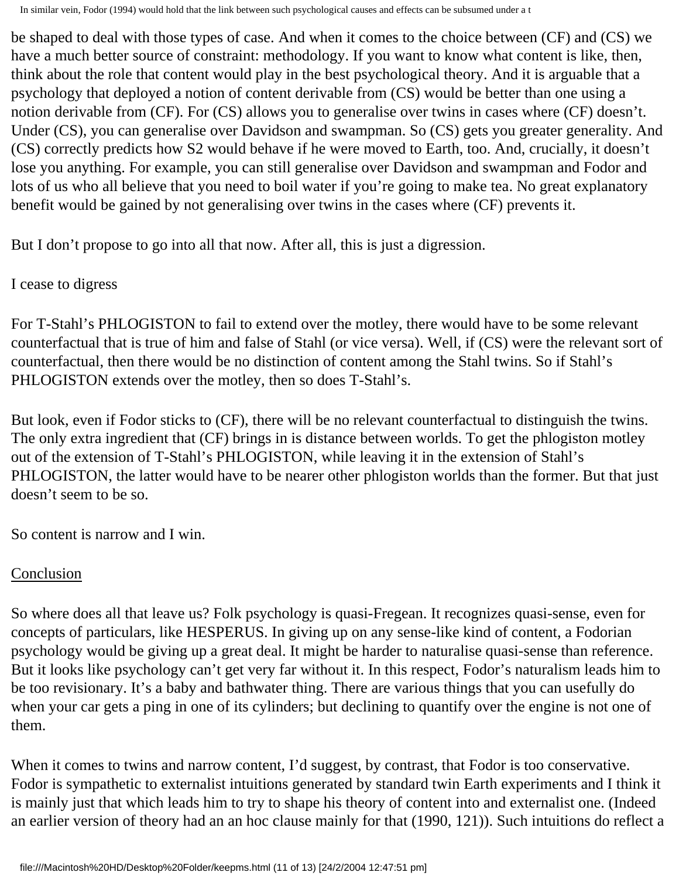be shaped to deal with those types of case. And when it comes to the choice between (CF) and (CS) we have a much better source of constraint: methodology. If you want to know what content is like, then, think about the role that content would play in the best psychological theory. And it is arguable that a psychology that deployed a notion of content derivable from (CS) would be better than one using a notion derivable from (CF). For (CS) allows you to generalise over twins in cases where (CF) doesn't. Under (CS), you can generalise over Davidson and swampman. So (CS) gets you greater generality. And (CS) correctly predicts how S2 would behave if he were moved to Earth, too. And, crucially, it doesn't lose you anything. For example, you can still generalise over Davidson and swampman and Fodor and lots of us who all believe that you need to boil water if you're going to make tea. No great explanatory benefit would be gained by not generalising over twins in the cases where (CF) prevents it.

But I don't propose to go into all that now. After all, this is just a digression.

I cease to digress

For T-Stahl's PHLOGISTON to fail to extend over the motley, there would have to be some relevant counterfactual that is true of him and false of Stahl (or vice versa). Well, if (CS) were the relevant sort of counterfactual, then there would be no distinction of content among the Stahl twins. So if Stahl's PHLOGISTON extends over the motley, then so does T-Stahl's.

But look, even if Fodor sticks to (CF), there will be no relevant counterfactual to distinguish the twins. The only extra ingredient that (CF) brings in is distance between worlds. To get the phlogiston motley out of the extension of T-Stahl's PHLOGISTON, while leaving it in the extension of Stahl's PHLOGISTON, the latter would have to be nearer other phlogiston worlds than the former. But that just doesn't seem to be so.

So content is narrow and I win.

## Conclusion

So where does all that leave us? Folk psychology is quasi-Fregean. It recognizes quasi-sense, even for concepts of particulars, like HESPERUS. In giving up on any sense-like kind of content, a Fodorian psychology would be giving up a great deal. It might be harder to naturalise quasi-sense than reference. But it looks like psychology can't get very far without it. In this respect, Fodor's naturalism leads him to be too revisionary. It's a baby and bathwater thing. There are various things that you can usefully do when your car gets a ping in one of its cylinders; but declining to quantify over the engine is not one of them.

When it comes to twins and narrow content, I'd suggest, by contrast, that Fodor is too conservative. Fodor is sympathetic to externalist intuitions generated by standard twin Earth experiments and I think it is mainly just that which leads him to try to shape his theory of content into and externalist one. (Indeed an earlier version of theory had an an hoc clause mainly for that (1990, 121)). Such intuitions do reflect a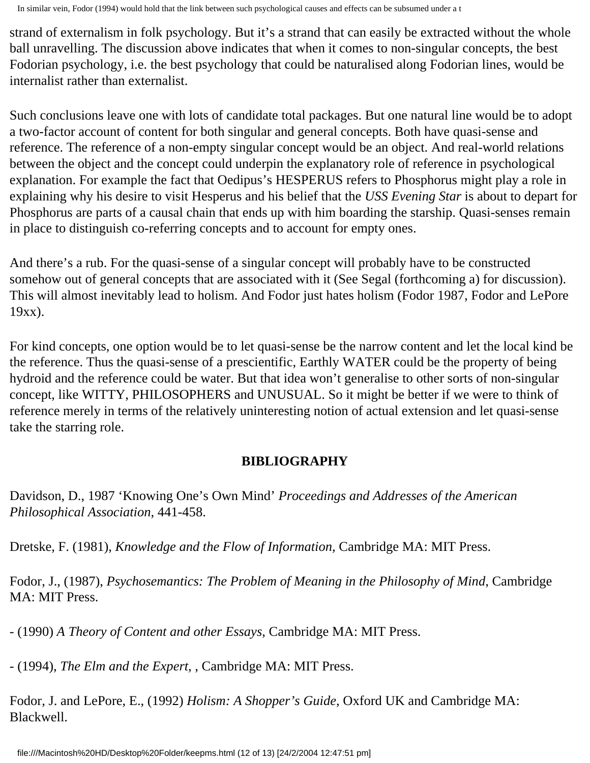strand of externalism in folk psychology. But it's a strand that can easily be extracted without the whole ball unravelling. The discussion above indicates that when it comes to non-singular concepts, the best Fodorian psychology, i.e. the best psychology that could be naturalised along Fodorian lines, would be internalist rather than externalist.

Such conclusions leave one with lots of candidate total packages. But one natural line would be to adopt a two-factor account of content for both singular and general concepts. Both have quasi-sense and reference. The reference of a non-empty singular concept would be an object. And real-world relations between the object and the concept could underpin the explanatory role of reference in psychological explanation. For example the fact that Oedipus's HESPERUS refers to Phosphorus might play a role in explaining why his desire to visit Hesperus and his belief that the *USS Evening Star* is about to depart for Phosphorus are parts of a causal chain that ends up with him boarding the starship. Quasi-senses remain in place to distinguish co-referring concepts and to account for empty ones.

And there's a rub. For the quasi-sense of a singular concept will probably have to be constructed somehow out of general concepts that are associated with it (See Segal (forthcoming a) for discussion). This will almost inevitably lead to holism. And Fodor just hates holism (Fodor 1987, Fodor and LePore 19xx).

For kind concepts, one option would be to let quasi-sense be the narrow content and let the local kind be the reference. Thus the quasi-sense of a prescientific, Earthly WATER could be the property of being hydroid and the reference could be water. But that idea won't generalise to other sorts of non-singular concept, like WITTY, PHILOSOPHERS and UNUSUAL. So it might be better if we were to think of reference merely in terms of the relatively uninteresting notion of actual extension and let quasi-sense take the starring role.

## BIBLIOGRAPHY

Davidson, D., 1987 'Knowing One's Own Mind' *Proceedings and Addresses of the American Philosophical Association*, 441-458.

Dretske, F. (1981), *Knowledge and the Flow of Information*, Cambridge MA: MIT Press.

Fodor, J., (1987), *Psychosemantics: The Problem of Meaning in the Philosophy of Mind*, Cambridge MA: MIT Press.

- (1990) *A Theory of Content and other Essays*, Cambridge MA: MIT Press.

- (1994), *The Elm and the Expert,* , Cambridge MA: MIT Press.

Fodor, J. and LePore, E., (1992) *Holism: A Shopper's Guide*, Oxford UK and Cambridge MA: Blackwell.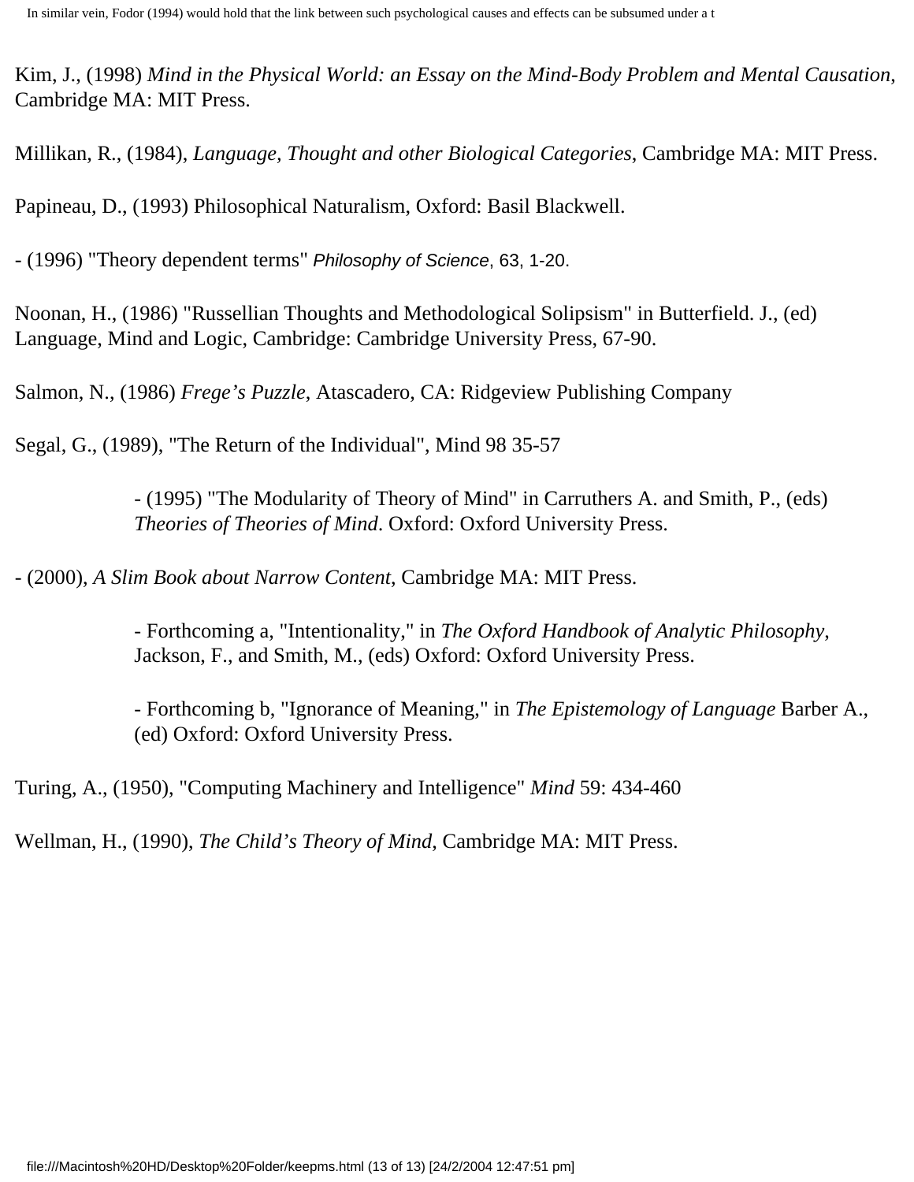Kim, J., (1998) *Mind in the Physical World: an Essay on the Mind-Body Problem and Mental Causation*, Cambridge MA: MIT Press.

Millikan, R., (1984), *Language, Thought and other Biological Categories*, Cambridge MA: MIT Press.

Papineau, D., (1993) Philosophical Naturalism, Oxford: Basil Blackwell.

- (1996) "Theory dependent terms" *Philosophy of Science*, 63, 1-20.

Noonan, H., (1986) "Russellian Thoughts and Methodological Solipsism" in Butterfield. J., (ed) Language, Mind and Logic, Cambridge: Cambridge University Press, 67-90.

Salmon, N., (1986) *Frege's Puzzle*, Atascadero, CA: Ridgeview Publishing Company

Segal, G., (1989), "The Return of the Individual", Mind 98 35-57

- (1995) "The Modularity of Theory of Mind" in Carruthers A. and Smith, P., (eds) *Theories of Theories of Mind*. Oxford: Oxford University Press.

- (2000), *A Slim Book about Narrow Content*, Cambridge MA: MIT Press.

- Forthcoming a, "Intentionality," in *The Oxford Handbook of Analytic Philosophy*, Jackson, F., and Smith, M., (eds) Oxford: Oxford University Press.

- Forthcoming b, "Ignorance of Meaning," in *The Epistemology of Language* Barber A., (ed) Oxford: Oxford University Press.

Turing, A., (1950), "Computing Machinery and Intelligence" *Mind* 59: 434-460

Wellman, H., (1990), *The Child's Theory of Mind*, Cambridge MA: MIT Press.